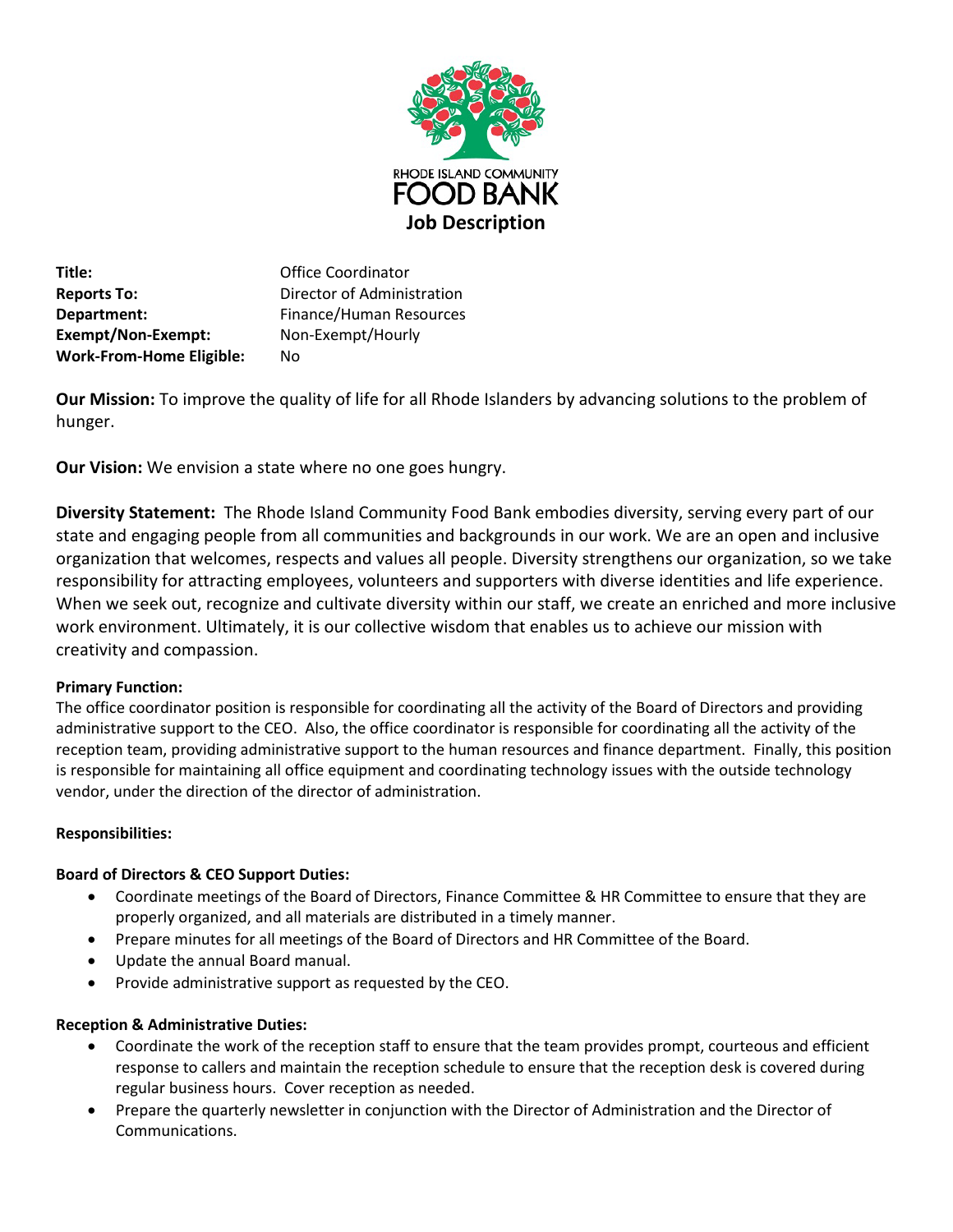RHODE ISLAND COMMUNITY FOOD BANK

# Job Description

**Title:** Office Coordinator
**Reports To:** Director of Administration
**Department:** Finance/Human Resources
**Exempt/Non-Exempt:** Non-Exempt/Hourly
**Work-From-Home Eligible:** No

**Our Mission:** To improve the quality of life for all Rhode Islanders by advancing solutions to the problem of hunger.

**Our Vision:** We envision a state where no one goes hungry.

**Diversity Statement:** The Rhode Island Community Food Bank embodies diversity, serving every part of our state and engaging people from all communities and backgrounds in our work. We are an open and inclusive organization that welcomes, respects and values all people. Diversity strengthens our organization, so we take responsibility for attracting employees, volunteers and supporters with diverse identities and life experience. When we seek out, recognize and cultivate diversity within our staff, we create an enriched and more inclusive work environment. Ultimately, it is our collective wisdom that enables us to achieve our mission with creativity and compassion.

**Primary Function:**

The office coordinator position is responsible for coordinating all the activity of the Board of Directors and providing administrative support to the CEO. Also, the office coordinator is responsible for coordinating all the activity of the reception team, providing administrative support to the human resources and finance department. Finally, this position is responsible for maintaining all office equipment and coordinating technology issues with the outside technology vendor, under the direction of the director of administration.

**Responsibilities:**

**Board of Directors & CEO Support Duties:**

- Coordinate meetings of the Board of Directors, Finance Committee & HR Committee to ensure that they are properly organized, and all materials are distributed in a timely manner.
- Prepare minutes for all meetings of the Board of Directors and HR Committee of the Board.
- Update the annual Board manual.
- Provide administrative support as requested by the CEO.

**Reception & Administrative Duties:**

- Coordinate the work of the reception staff to ensure that the team provides prompt, courteous and efficient response to callers and maintain the reception schedule to ensure that the reception desk is covered during regular business hours. Cover reception as needed.
- Prepare the quarterly newsletter in conjunction with the Director of Administration and the Director of Communications.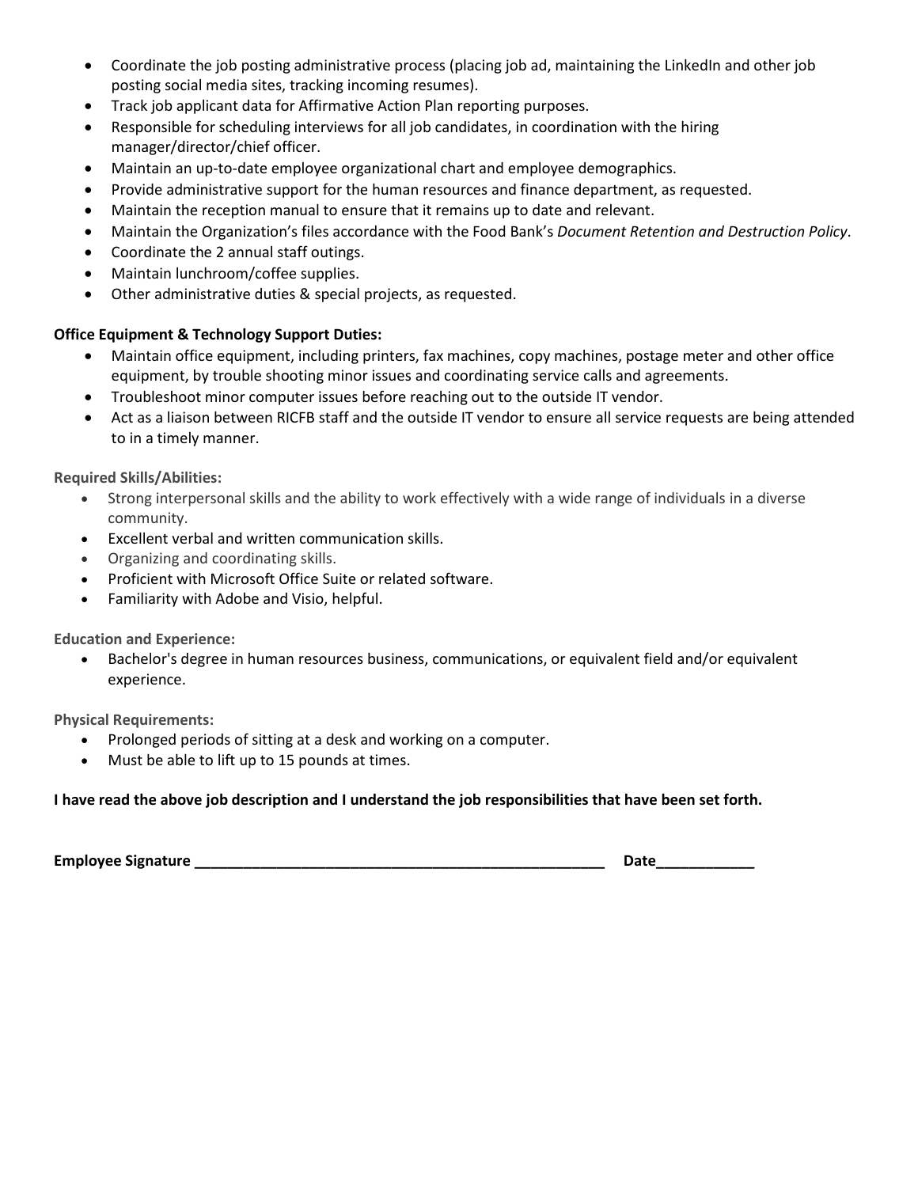- Coordinate the job posting administrative process (placing job ad, maintaining the LinkedIn and other job posting social media sites, tracking incoming resumes).
- Track job applicant data for Affirmative Action Plan reporting purposes.
- Responsible for scheduling interviews for all job candidates, in coordination with the hiring manager/director/chief officer.
- Maintain an up-to-date employee organizational chart and employee demographics.
- Provide administrative support for the human resources and finance department, as requested.
- Maintain the reception manual to ensure that it remains up to date and relevant.
- Maintain the Organization's files accordance with the Food Bank's *Document Retention and Destruction Policy*.
- Coordinate the 2 annual staff outings.
- Maintain lunchroom/coffee supplies.
- Other administrative duties & special projects, as requested.

**Office Equipment & Technology Support Duties:**

- Maintain office equipment, including printers, fax machines, copy machines, postage meter and other office equipment, by trouble shooting minor issues and coordinating service calls and agreements.
- Troubleshoot minor computer issues before reaching out to the outside IT vendor.
- Act as a liaison between RICFB staff and the outside IT vendor to ensure all service requests are being attended to in a timely manner.

**Required Skills/Abilities:**

- Strong interpersonal skills and the ability to work effectively with a wide range of individuals in a diverse community.
- Excellent verbal and written communication skills.
- Organizing and coordinating skills.
- Proficient with Microsoft Office Suite or related software.
- Familiarity with Adobe and Visio, helpful.

**Education and Experience:**

- Bachelor's degree in human resources business, communications, or equivalent field and/or equivalent experience.

**Physical Requirements:**

- Prolonged periods of sitting at a desk and working on a computer.
- Must be able to lift up to 15 pounds at times.

**I have read the above job description and I understand the job responsibilities that have been set forth.**

**Employee Signature** ______________________________________________ **Date**____________